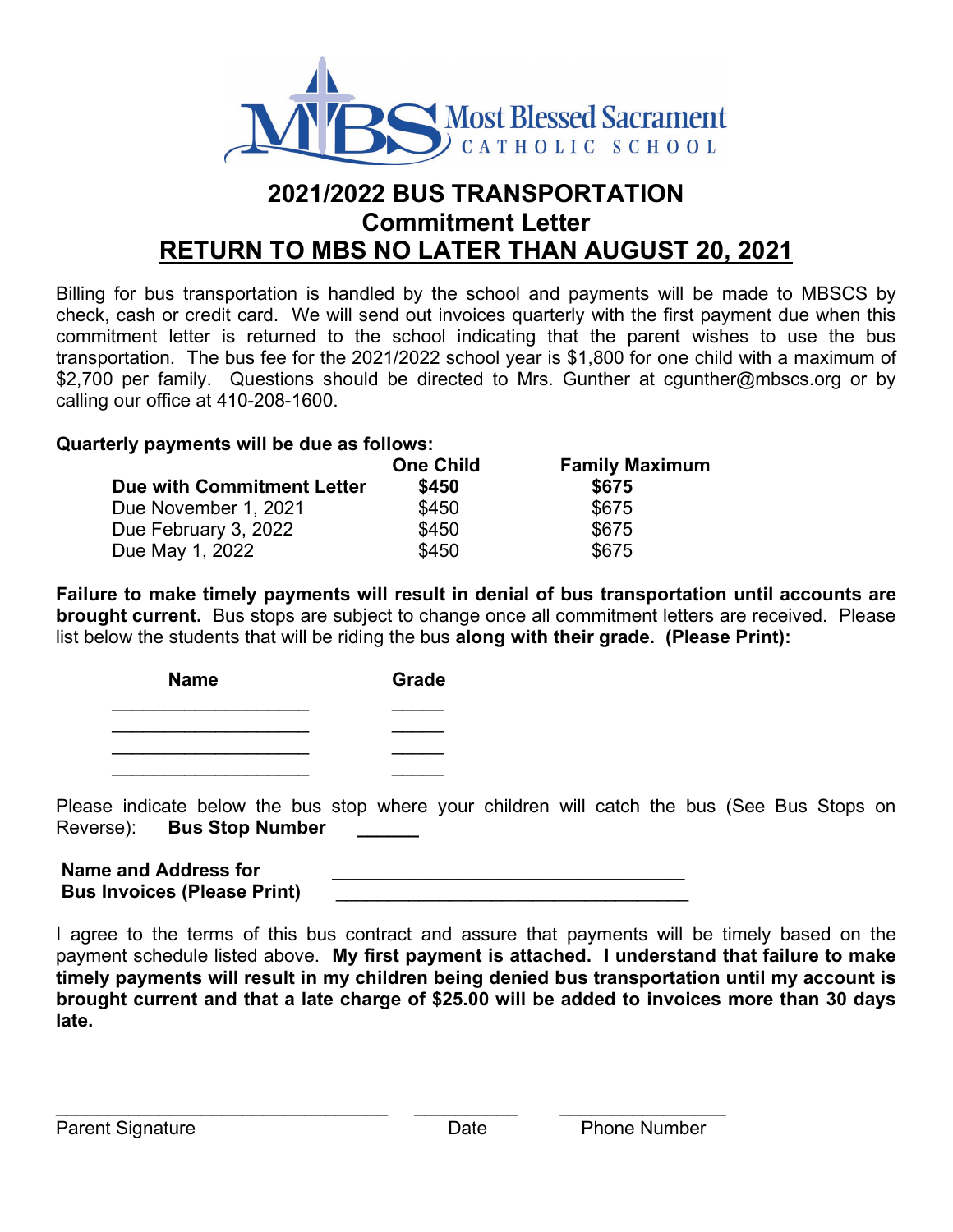Most Blessed Sacrament
CATHOLIC SCHOOL

# 2021/2022 BUS TRANSPORTATION
## Commitment Letter
## RETURN TO MBS NO LATER THAN AUGUST 20, 2021

Billing for bus transportation is handled by the school and payments will be made to MBSCS by check, cash or credit card. We will send out invoices quarterly with the first payment due when this commitment letter is returned to the school indicating that the parent wishes to use the bus transportation. The bus fee for the 2021/2022 school year is $1,800 for one child with a maximum of $2,700 per family. Questions should be directed to Mrs. Gunther at cgunther@mbscs.org or by calling our office at 410-208-1600.

**Quarterly payments will be due as follows:**

| | One Child | Family Maximum |
|---|---|---|
| **Due with Commitment Letter** | **$450** | **$675** |
| Due November 1, 2021 | $450 | $675 |
| Due February 3, 2022 | $450 | $675 |
| Due May 1, 2022 | $450 | $675 |

**Failure to make timely payments will result in denial of bus transportation until accounts are brought current.** Bus stops are subject to change once all commitment letters are received. Please list below the students that will be riding the bus **along with their grade. (Please Print):**

| Name | Grade |
|---|---|
| ____________________ | _____ |
| ____________________ | _____ |
| ____________________ | _____ |
| ____________________ | _____ |

Please indicate below the bus stop where your children will catch the bus (See Bus Stops on Reverse): **Bus Stop Number** ______

**Name and Address for Bus Invoices (Please Print)** ____________________________________

____________________________________

I agree to the terms of this bus contract and assure that payments will be timely based on the payment schedule listed above. **My first payment is attached. I understand that failure to make timely payments will result in my children being denied bus transportation until my account is brought current and that a late charge of $25.00 will be added to invoices more than 30 days late.**

__________________________________ ___________ _________________

Parent Signature Date Phone Number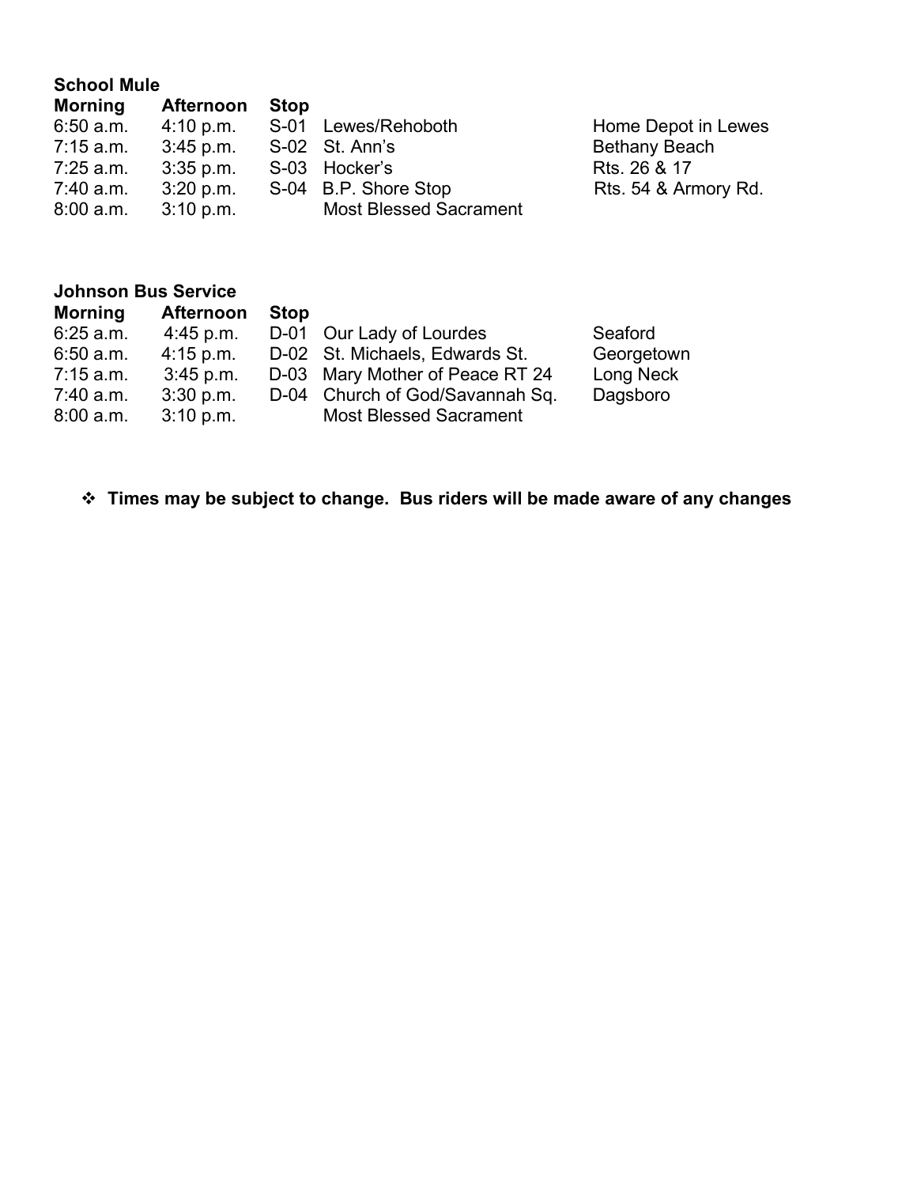**School Mule**

| Morning | Afternoon | Stop | | |
|---|---|---|---|---|
| 6:50 a.m. | 4:10 p.m. | S-01 | Lewes/Rehoboth | Home Depot in Lewes |
| 7:15 a.m. | 3:45 p.m. | S-02 | St. Ann's | Bethany Beach |
| 7:25 a.m. | 3:35 p.m. | S-03 | Hocker's | Rts. 26 & 17 |
| 7:40 a.m. | 3:20 p.m. | S-04 | B.P. Shore Stop | Rts. 54 & Armory Rd. |
| 8:00 a.m. | 3:10 p.m. | | Most Blessed Sacrament | |

**Johnson Bus Service**

| Morning | Afternoon | Stop | | |
|---|---|---|---|---|
| 6:25 a.m. | 4:45 p.m. | D-01 | Our Lady of Lourdes | Seaford |
| 6:50 a.m. | 4:15 p.m. | D-02 | St. Michaels, Edwards St. | Georgetown |
| 7:15 a.m. | 3:45 p.m. | D-03 | Mary Mother of Peace RT 24 | Long Neck |
| 7:40 a.m. | 3:30 p.m. | D-04 | Church of God/Savannah Sq. | Dagsboro |
| 8:00 a.m. | 3:10 p.m. | | Most Blessed Sacrament | |

- **Times may be subject to change. Bus riders will be made aware of any changes**